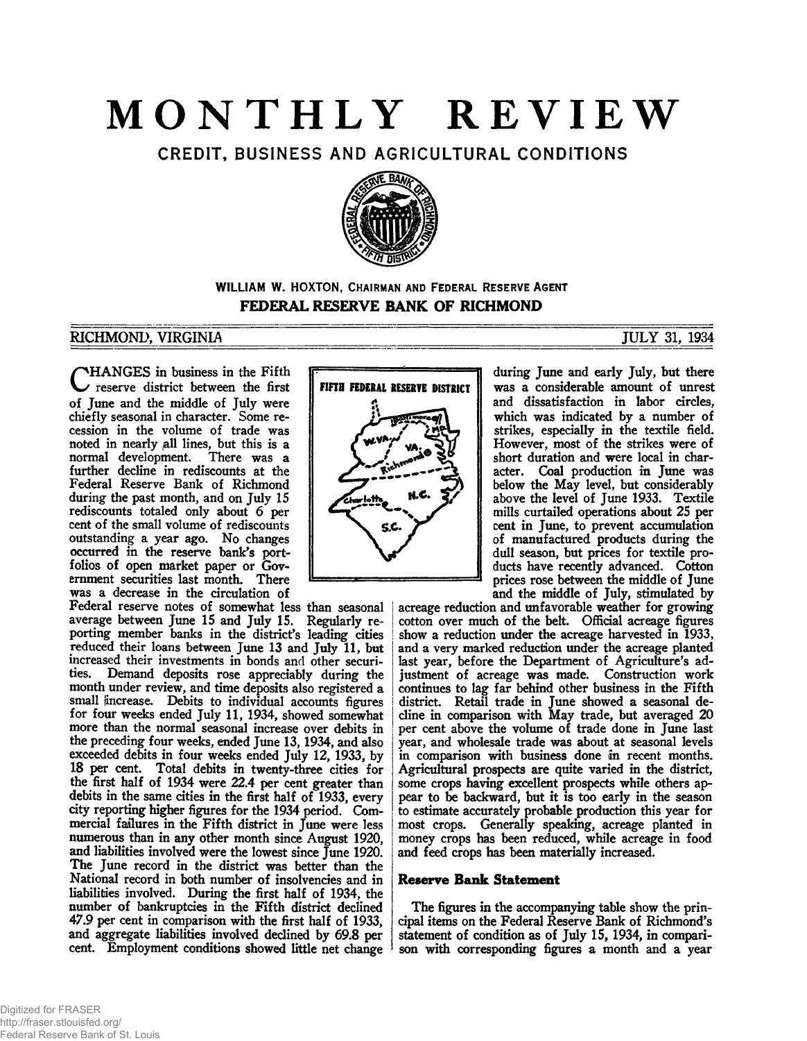# MONTHLY REVIEW

## CREDIT, BUSINESS AND AGRICULTURAL CONDITIONS

**WILLIAM W. HOXTON, CHAIRMAN AND FEDERAL RESERVE AGENT**

**FEDERAL RESERVE BANK OF RICHMOND**

RICHMOND, VIRGINIA — JULY 31, 1934

CHANGES in business in the Fifth reserve district between the first of June and the middle of July were chiefly seasonal in character. Some recession in the volume of trade was noted in nearly all lines, but this is a normal development. There was a further decline in rediscounts at the Federal Reserve Bank of Richmond during the past month, and on July 15 rediscounts totaled only about 6 per cent of the small volume of rediscounts outstanding a year ago. No changes occurred in the reserve bank's portfolios of open market paper or Government securities last month. There was a decrease in the circulation of Federal reserve notes of somewhat less than seasonal average between June 15 and July 15. Regularly reporting member banks in the district's leading cities reduced their loans between June 13 and July 11, but increased their investments in bonds and other securities. Demand deposits rose appreciably during the month under review, and time deposits also registered a small increase. Debits to individual accounts figures for four weeks ended July 11, 1934, showed somewhat more than the normal seasonal increase over debits in the preceding four weeks, ended June 13, 1934, and also exceeded debits in four weeks ended July 12, 1933, by 18 per cent. Total debits in twenty-three cities for the first half of 1934 were 22.4 per cent greater than debits in the same cities in the first half of 1933, every city reporting higher figures for the 1934 period. Commercial failures in the Fifth district in June were less numerous than in any other month since August 1920, and liabilities involved were the lowest since June 1920. The June record in the district was better than the National record in both number of insolvencies and in liabilities involved. During the first half of 1934, the number of bankruptcies in the Fifth district declined 47.9 per cent in comparison with the first half of 1933, and aggregate liabilities involved declined by 69.8 per cent. Employment conditions showed little net change during June and early July, but there was a considerable amount of unrest and dissatisfaction in labor circles, which was indicated by a number of strikes, especially in the textile field. However, most of the strikes were of short duration and were local in character. Coal production in June was below the May level, but considerably above the level of June 1933. Textile mills curtailed operations about 25 per cent in June, to prevent accumulation of manufactured products during the dull season, but prices for textile products have recently advanced. Cotton prices rose between the middle of June and the middle of July, stimulated by acreage reduction and unfavorable weather for growing cotton over much of the belt. Official acreage figures show a reduction under the acreage harvested in 1933, and a very marked reduction under the acreage planted last year, before the Department of Agriculture's adjustment of acreage was made. Construction work continues to lag far behind other business in the Fifth district. Retail trade in June showed a seasonal decline in comparison with May trade, but averaged 20 per cent above the volume of trade done in June last year, and wholesale trade was about at seasonal levels in comparison with business done in recent months. Agricultural prospects are quite varied in the district, some crops having excellent prospects while others appear to be backward, but it is too early in the season to estimate accurately probable production this year for most crops. Generally speaking, acreage planted in money crops has been reduced, while acreage in food and feed crops has been materially increased.

### Reserve Bank Statement

The figures in the accompanying table show the principal items on the Federal Reserve Bank of Richmond's statement of condition as of July 15, 1934, in comparison with corresponding figures a month and a year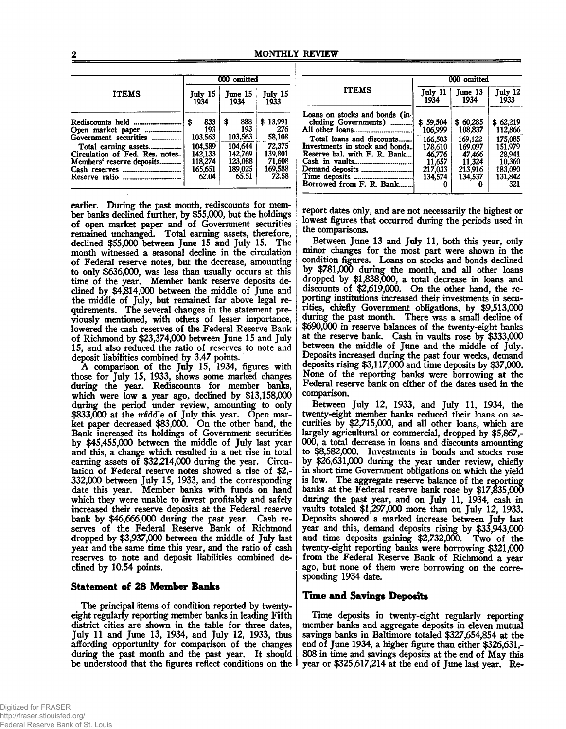| ITEMS | 000 omitted | | |
|---|---|---|---|
| | July 15 1934 | June 15 1934 | July 15 1933 |
| Rediscounts held | $ 833 | $ 888 | $ 13,991 |
| Open market paper | 193 | 193 | 276 |
| Government securities | 103,563 | 103,563 | 58,108 |
| Total earning assets | 104,589 | 104,644 | 72,375 |
| Circulation of Fed. Res. notes | 142,133 | 142,769 | 139,801 |
| Members' reserve deposits | 118,274 | 123,088 | 71,608 |
| Cash reserves | 165,651 | 189,025 | 169,588 |
| Reserve ratio | 62.04 | 65.51 | 72.58 |

earlier. During the past month, rediscounts for member banks declined further, by $55,000, but the holdings of open market paper and of Government securities remained unchanged. Total earning assets, therefore, declined $55,000 between June 15 and July 15. The month witnessed a seasonal decline in the circulation of Federal reserve notes, but the decrease, amounting to only $636,000, was less than usually occurs at this time of the year. Member bank reserve deposits declined by $4,814,000 between the middle of June and the middle of July, but remained far above legal requirements. The several changes in the statement previously mentioned, with others of lesser importance, lowered the cash reserves of the Federal Reserve Bank of Richmond by $23,374,000 between June 15 and July 15, and also reduced the ratio of reserves to note and deposit liabilities combined by 3.47 points.

A comparison of the July 15, 1934, figures with those for July 15, 1933, shows some marked changes during the year. Rediscounts for member banks, which were low a year ago, declined by $13,158,000 during the period under review, amounting to only $833,000 at the middle of July this year. Open market paper decreased $83,000. On the other hand, the Bank increased its holdings of Government securities by $45,455,000 between the middle of July last year and this, a change which resulted in a net rise in total earning assets of $32,214,000 during the year. Circulation of Federal reserve notes showed a rise of $2,332,000 between July 15, 1933, and the corresponding date this year. Member banks with funds on hand which they were unable to invest profitably and safely increased their reserve deposits at the Federal reserve bank by $46,666,000 during the past year. Cash reserves of the Federal Reserve Bank of Richmond dropped by $3,937,000 between the middle of July last year and the same time this year, and the ratio of cash reserves to note and deposit liabilities combined declined by 10.54 points.

### Statement of 28 Member Banks

| ITEMS | 000 omitted | | |
|---|---|---|---|
| | July 11 1934 | June 13 1934 | July 12 1933 |
| Loans on stocks and bonds (including Governments) | $ 59,504 | $ 60,285 | $ 62,219 |
| All other loans | 106,999 | 108,837 | 112,866 |
| Total loans and discounts | 166,503 | 169,122 | 175,085 |
| Investments in stock and bonds | 178,610 | 169,097 | 151,979 |
| Reserve bal. with F. R. Bank | 46,776 | 47,466 | 28,941 |
| Cash in vaults | 11,657 | 11,324 | 10,360 |
| Demand deposits | 217,033 | 213,916 | 183,090 |
| Time deposits | 134,574 | 134,537 | 131,842 |
| Borrowed from F. R. Bank | 0 | 0 | 321 |

The principal items of condition reported by twenty-eight regularly reporting member banks in leading Fifth district cities are shown in the table for three dates, July 11 and June 13, 1934, and July 12, 1933, thus affording opportunity for comparison of the changes during the past month and the past year. It should be understood that the figures reflect conditions on the report dates only, and are not necessarily the highest or lowest figures that occurred during the periods used in the comparisons.

Between June 13 and July 11, both this year, only minor changes for the most part were shown in the condition figures. Loans on stocks and bonds declined by $781,000 during the month, and all other loans dropped by $1,838,000, a total decrease in loans and discounts of $2,619,000. On the other hand, the reporting institutions increased their investments in securities, chiefly Government obligations, by $9,513,000 during the past month. There was a small decline of $690,000 in reserve balances of the twenty-eight banks at the reserve bank. Cash in vaults rose by $333,000 between the middle of June and the middle of July. Deposits increased during the past four weeks, demand deposits rising $3,117,000 and time deposits by $37,000. None of the reporting banks were borrowing at the Federal reserve bank on either of the dates used in the comparison.

Between July 12, 1933, and July 11, 1934, the twenty-eight member banks reduced their loans on securities by $2,715,000, and all other loans, which are largely agricultural or commercial, dropped by $5,867,000, a total decrease in loans and discounts amounting to $8,582,000. Investments in bonds and stocks rose by $26,631,000 during the year under review, chiefly in short time Government obligations on which the yield is low. The aggregate reserve balance of the reporting banks at the Federal reserve bank rose by $17,835,000 during the past year, and on July 11, 1934, cash in vaults totaled $1,297,000 more than on July 12, 1933. Deposits showed a marked increase between July last year and this, demand deposits rising by $33,943,000 and time deposits gaining $2,732,000. Two of the twenty-eight reporting banks were borrowing $321,000 from the Federal Reserve Bank of Richmond a year ago, but none of them were borrowing on the corresponding 1934 date.

### Time and Savings Deposits

Time deposits in twenty-eight regularly reporting member banks and aggregate deposits in eleven mutual savings banks in Baltimore totaled $327,654,854 at the end of June 1934, a higher figure than either $326,631,808 in time and savings deposits at the end of May this year or $325,617,214 at the end of June last year. Re-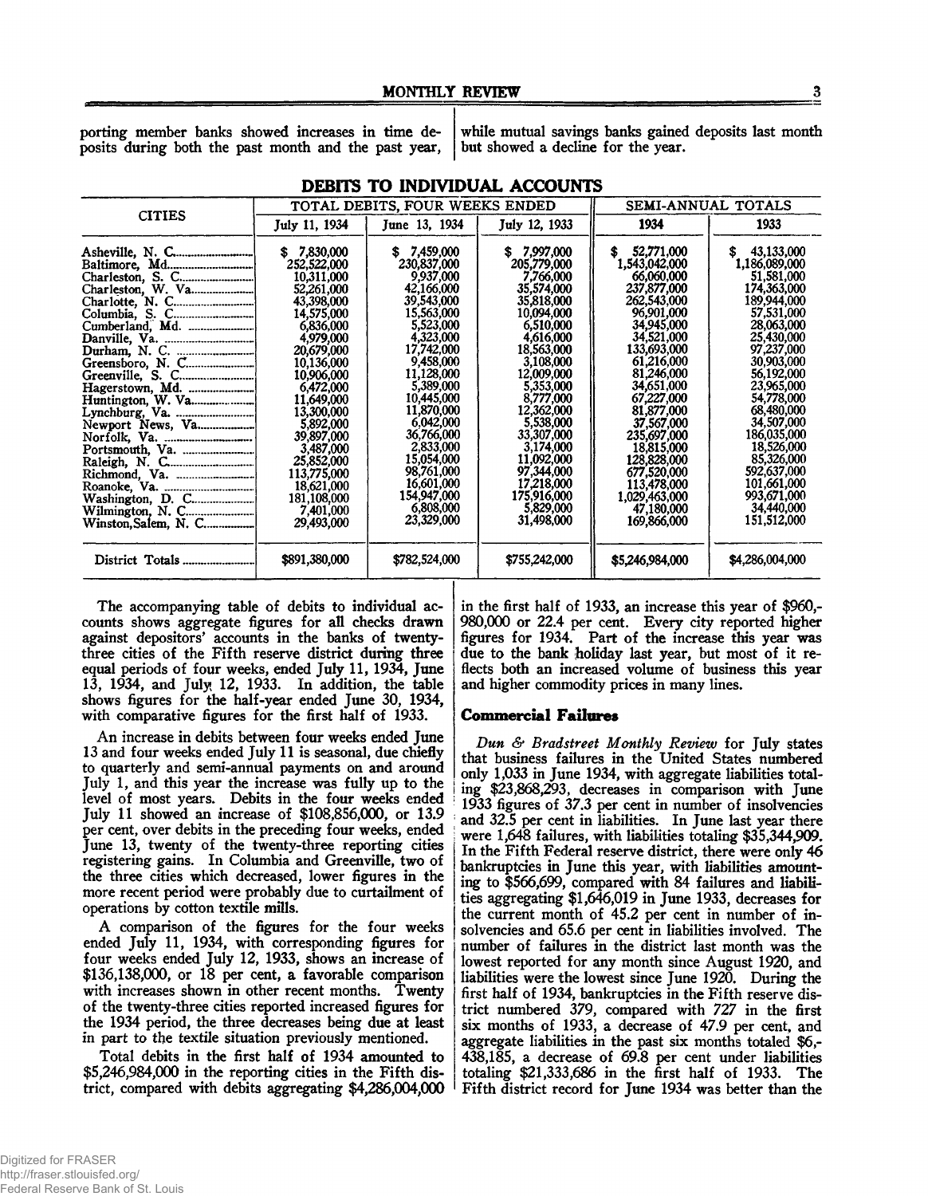porting member banks showed increases in time deposits during both the past month and the past year, while mutual savings banks gained deposits last month but showed a decline for the year.

## DEBITS TO INDIVIDUAL ACCOUNTS

| CITIES | TOTAL DEBITS, FOUR WEEKS ENDED | | | SEMI-ANNUAL TOTALS | |
|---|---|---|---|---|---|
| | July 11, 1934 | June 13, 1934 | July 12, 1933 | 1934 | 1933 |
| Asheville, N. C. | $ 7,830,000 | $ 7,459,000 | $ 7,997,000 | $ 52,771,000 | $ 43,133,000 |
| Baltimore, Md. | 252,522,000 | 230,837,000 | 205,779,000 | 1,543,042,000 | 1,186,089,000 |
| Charleston, S. C. | 10,311,000 | 9,937,000 | 7,766,000 | 66,060,000 | 51,581,000 |
| Charleston, W. Va. | 52,261,000 | 42,166,000 | 35,574,000 | 237,877,000 | 174,363,000 |
| Charlotte, N. C. | 43,398,000 | 39,543,000 | 35,818,000 | 262,543,000 | 189,944,000 |
| Columbia, S. C. | 14,575,000 | 15,563,000 | 10,094,000 | 96,901,000 | 57,531,000 |
| Cumberland, Md. | 6,836,000 | 5,523,000 | 6,510,000 | 34,945,000 | 28,063,000 |
| Danville, Va. | 4,979,000 | 4,323,000 | 4,616,000 | 34,521,000 | 25,430,000 |
| Durham, N. C. | 20,679,000 | 17,742,000 | 18,563,000 | 133,693,000 | 97,237,000 |
| Greensboro, N. C. | 10,136,000 | 9,458,000 | 3,108,000 | 61,216,000 | 30,903,000 |
| Greenville, S. C. | 10,906,000 | 11,128,000 | 12,009,000 | 81,246,000 | 56,192,000 |
| Hagerstown, Md. | 6,472,000 | 5,389,000 | 5,353,000 | 34,651,000 | 23,965,000 |
| Huntington, W. Va. | 11,649,000 | 10,445,000 | 8,777,000 | 67,227,000 | 54,778,000 |
| Lynchburg, Va. | 13,300,000 | 11,870,000 | 12,362,000 | 81,877,000 | 68,480,000 |
| Newport News, Va. | 5,892,000 | 6,042,000 | 5,538,000 | 37,567,000 | 34,507,000 |
| Norfolk, Va. | 39,897,000 | 36,766,000 | 33,307,000 | 235,697,000 | 186,035,000 |
| Portsmouth, Va. | 3,487,000 | 2,833,000 | 3,174,000 | 18,815,000 | 18,526,000 |
| Raleigh, N. C. | 25,852,000 | 15,054,000 | 11,092,000 | 128,828,000 | 85,326,000 |
| Richmond, Va. | 113,775,000 | 98,761,000 | 97,344,000 | 677,520,000 | 592,637,000 |
| Roanoke, Va. | 18,621,000 | 16,601,000 | 17,218,000 | 113,478,000 | 101,661,000 |
| Washington, D. C. | 181,108,000 | 154,947,000 | 175,916,000 | 1,029,463,000 | 993,671,000 |
| Wilmington, N. C. | 7,401,000 | 6,808,000 | 5,829,000 | 47,180,000 | 34,440,000 |
| Winston-Salem, N. C. | 29,493,000 | 23,329,000 | 31,498,000 | 169,866,000 | 151,512,000 |
| District Totals | $891,380,000 | $782,524,000 | $755,242,000 | $5,246,984,000 | $4,286,004,000 |

The accompanying table of debits to individual accounts shows aggregate figures for all checks drawn against depositors' accounts in the banks of twenty-three cities of the Fifth reserve district during three equal periods of four weeks, ended July 11, 1934, June 13, 1934, and July 12, 1933. In addition, the table shows figures for the half-year ended June 30, 1934, with comparative figures for the first half of 1933.

An increase in debits between four weeks ended June 13 and four weeks ended July 11 is seasonal, due chiefly to quarterly and semi-annual payments on and around July 1, and this year the increase was fully up to the level of most years. Debits in the four weeks ended July 11 showed an increase of $108,856,000, or 13.9 per cent, over debits in the preceding four weeks, ended June 13, twenty of the twenty-three reporting cities registering gains. In Columbia and Greenville, two of the three cities which decreased, lower figures in the more recent period were probably due to curtailment of operations by cotton textile mills.

A comparison of the figures for the four weeks ended July 11, 1934, with corresponding figures for four weeks ended July 12, 1933, shows an increase of $136,138,000, or 18 per cent, a favorable comparison with increases shown in other recent months. Twenty of the twenty-three cities reported increased figures for the 1934 period, the three decreases being due at least in part to the textile situation previously mentioned.

Total debits in the first half of 1934 amounted to $5,246,984,000 in the reporting cities in the Fifth district, compared with debits aggregating $4,286,004,000 in the first half of 1933, an increase this year of $960,980,000 or 22.4 per cent. Every city reported higher figures for 1934. Part of the increase this year was due to the bank holiday last year, but most of it reflects both an increased volume of business this year and higher commodity prices in many lines.

### Commercial Failures

*Dun & Bradstreet Monthly Review* for July states that business failures in the United States numbered only 1,033 in June 1934, with aggregate liabilities totaling $23,868,293, decreases in comparison with June 1933 figures of 37.3 per cent in number of insolvencies and 32.5 per cent in liabilities. In June last year there were 1,648 failures, with liabilities totaling $35,344,909. In the Fifth Federal reserve district, there were only 46 bankruptcies in June this year, with liabilities amounting to $566,699, compared with 84 failures and liabilities aggregating $1,646,019 in June 1933, decreases for the current month of 45.2 per cent in number of insolvencies and 65.6 per cent in liabilities involved. The number of failures in the district last month was the lowest reported for any month since August 1920, and liabilities were the lowest since June 1920. During the first half of 1934, bankruptcies in the Fifth reserve district numbered 379, compared with 727 in the first six months of 1933, a decrease of 47.9 per cent, and aggregate liabilities in the past six months totaled $6,438,185, a decrease of 69.8 per cent under liabilities totaling $21,333,686 in the first half of 1933. The Fifth district record for June 1934 was better than the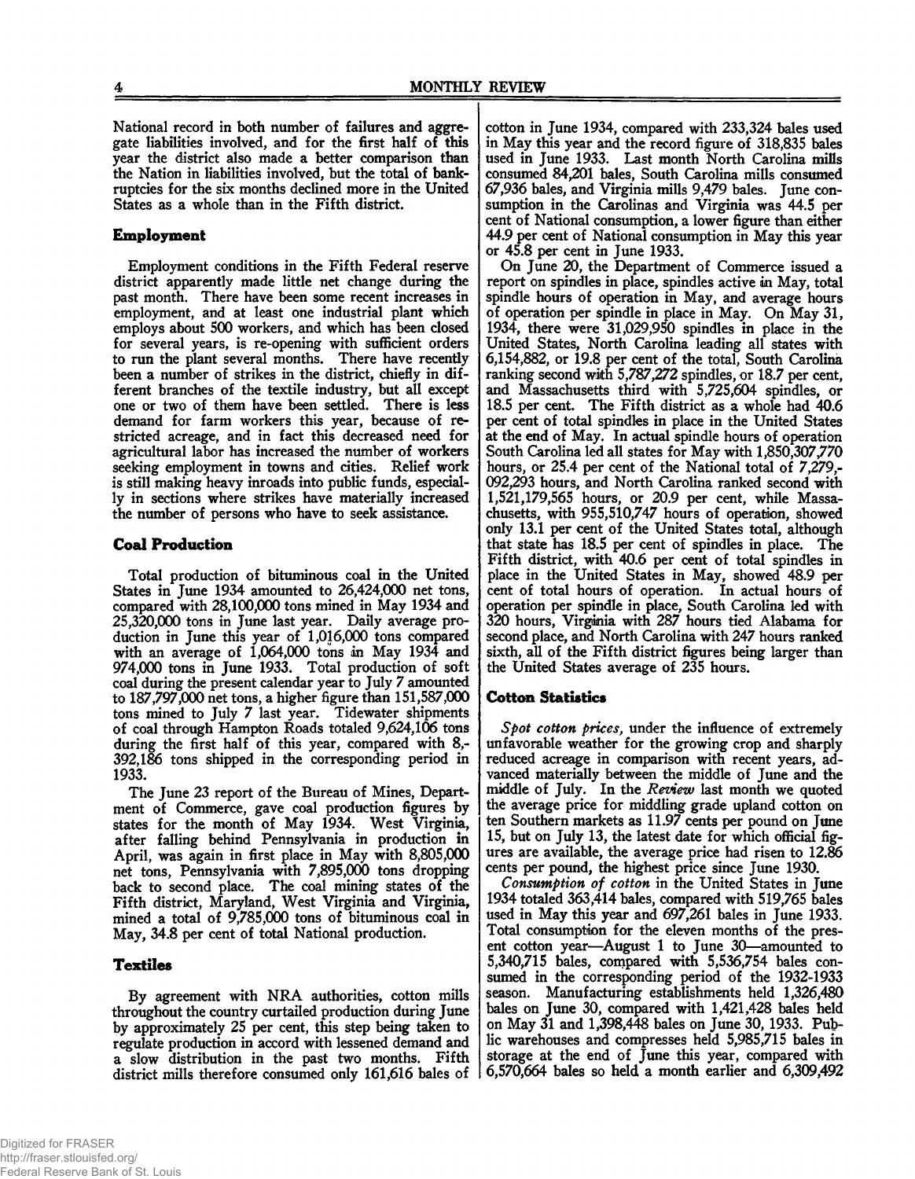National record in both number of failures and aggregate liabilities involved, and for the first half of this year the district also made a better comparison than the Nation in liabilities involved, but the total of bankruptcies for the six months declined more in the United States as a whole than in the Fifth district.

## Employment

Employment conditions in the Fifth Federal reserve district apparently made little net change during the past month. There have been some recent increases in employment, and at least one industrial plant which employs about 500 workers, and which has been closed for several years, is re-opening with sufficient orders to run the plant several months. There have recently been a number of strikes in the district, chiefly in different branches of the textile industry, but all except one or two of them have been settled. There is less demand for farm workers this year, because of restricted acreage, and in fact this decreased need for agricultural labor has increased the number of workers seeking employment in towns and cities. Relief work is still making heavy inroads into public funds, especially in sections where strikes have materially increased the number of persons who have to seek assistance.

## Coal Production

Total production of bituminous coal in the United States in June 1934 amounted to 26,424,000 net tons, compared with 28,100,000 tons mined in May 1934 and 25,320,000 tons in June last year. Daily average production in June this year of 1,016,000 tons compared with an average of 1,064,000 tons in May 1934 and 974,000 tons in June 1933. Total production of soft coal during the present calendar year to July 7 amounted to 187,797,000 net tons, a higher figure than 151,587,000 tons mined to July 7 last year. Tidewater shipments of coal through Hampton Roads totaled 9,624,106 tons during the first half of this year, compared with 8,392,186 tons shipped in the corresponding period in 1933.

The June 23 report of the Bureau of Mines, Department of Commerce, gave coal production figures by states for the month of May 1934. West Virginia, after falling behind Pennsylvania in production in April, was again in first place in May with 8,805,000 net tons, Pennsylvania with 7,895,000 tons dropping back to second place. The coal mining states of the Fifth district, Maryland, West Virginia and Virginia, mined a total of 9,785,000 tons of bituminous coal in May, 34.8 per cent of total National production.

## Textiles

By agreement with NRA authorities, cotton mills throughout the country curtailed production during June by approximately 25 per cent, this step being taken to regulate production in accord with lessened demand and a slow distribution in the past two months. Fifth district mills therefore consumed only 161,616 bales of cotton in June 1934, compared with 233,324 bales used in May this year and the record figure of 318,835 bales used in June 1933. Last month North Carolina mills consumed 84,201 bales, South Carolina mills consumed 67,936 bales, and Virginia mills 9,479 bales. June consumption in the Carolinas and Virginia was 44.5 per cent of National consumption, a lower figure than either 44.9 per cent of National consumption in May this year or 45.8 per cent in June 1933.

On June 20, the Department of Commerce issued a report on spindles in place, spindles active in May, total spindle hours of operation in May, and average hours of operation per spindle in place in May. On May 31, 1934, there were 31,029,950 spindles in place in the United States, North Carolina leading all states with 6,154,882, or 19.8 per cent of the total, South Carolina ranking second with 5,787,272 spindles, or 18.7 per cent, and Massachusetts third with 5,725,604 spindles, or 18.5 per cent. The Fifth district as a whole had 40.6 per cent of total spindles in place in the United States at the end of May. In actual spindle hours of operation South Carolina led all states for May with 1,850,307,770 hours, or 25.4 per cent of the National total of 7,279,092,293 hours, and North Carolina ranked second with 1,521,179,565 hours, or 20.9 per cent, while Massachusetts, with 955,510,747 hours of operation, showed only 13.1 per cent of the United States total, although that state has 18.5 per cent of spindles in place. The Fifth district, with 40.6 per cent of total spindles in place in the United States in May, showed 48.9 per cent of total hours of operation. In actual hours of operation per spindle in place, South Carolina led with 320 hours, Virginia with 287 hours tied Alabama for second place, and North Carolina with 247 hours ranked sixth, all of the Fifth district figures being larger than the United States average of 235 hours.

## Cotton Statistics

*Spot cotton prices,* under the influence of extremely unfavorable weather for the growing crop and sharply reduced acreage in comparison with recent years, advanced materially between the middle of June and the middle of July. In the *Review* last month we quoted the average price for middling grade upland cotton on ten Southern markets as 11.97 cents per pound on June 15, but on July 13, the latest date for which official figures are available, the average price had risen to 12.86 cents per pound, the highest price since June 1930.

*Consumption of cotton* in the United States in June 1934 totaled 363,414 bales, compared with 519,765 bales used in May this year and 697,261 bales in June 1933. Total consumption for the eleven months of the present cotton year—August 1 to June 30—amounted to 5,340,715 bales, compared with 5,536,754 bales consumed in the corresponding period of the 1932-1933 season. Manufacturing establishments held 1,326,480 bales on June 30, compared with 1,421,428 bales held on May 31 and 1,398,448 bales on June 30, 1933. Public warehouses and compresses held 5,985,715 bales in storage at the end of June this year, compared with 6,570,664 bales so held a month earlier and 6,309,492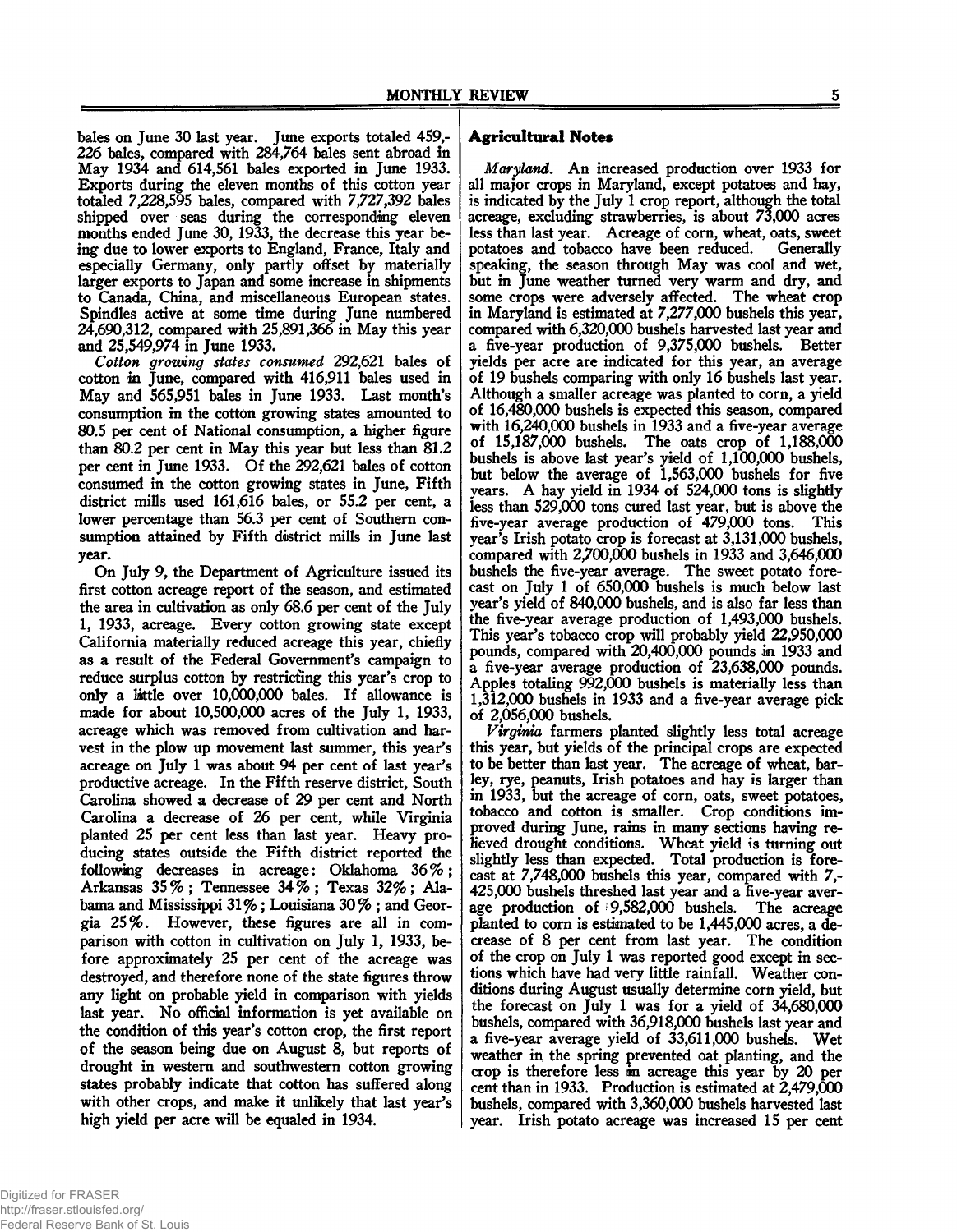bales on June 30 last year. June exports totaled 459,226 bales, compared with 284,764 bales sent abroad in May 1934 and 614,561 bales exported in June 1933. Exports during the eleven months of this cotton year totaled 7,228,595 bales, compared with 7,727,392 bales shipped over seas during the corresponding eleven months ended June 30, 1933, the decrease this year being due to lower exports to England, France, Italy and especially Germany, only partly offset by materially larger exports to Japan and some increase in shipments to Canada, China, and miscellaneous European states. Spindles active at some time during June numbered 24,690,312, compared with 25,891,366 in May this year and 25,549,974 in June 1933.

*Cotton growing states consumed* 292,621 bales of cotton in June, compared with 416,911 bales used in May and 565,951 bales in June 1933. Last month's consumption in the cotton growing states amounted to 80.5 per cent of National consumption, a higher figure than 80.2 per cent in May this year but less than 81.2 per cent in June 1933. Of the 292,621 bales of cotton consumed in the cotton growing states in June, Fifth district mills used 161,616 bales, or 55.2 per cent, a lower percentage than 56.3 per cent of Southern consumption attained by Fifth district mills in June last year.

On July 9, the Department of Agriculture issued its first cotton acreage report of the season, and estimated the area in cultivation as only 68.6 per cent of the July 1, 1933, acreage. Every cotton growing state except California materially reduced acreage this year, chiefly as a result of the Federal Government's campaign to reduce surplus cotton by restricting this year's crop to only a little over 10,000,000 bales. If allowance is made for about 10,500,000 acres of the July 1, 1933, acreage which was removed from cultivation and harvest in the plow up movement last summer, this year's acreage on July 1 was about 94 per cent of last year's productive acreage. In the Fifth reserve district, South Carolina showed a decrease of 29 per cent and North Carolina a decrease of 26 per cent, while Virginia planted 25 per cent less than last year. Heavy producing states outside the Fifth district reported the following decreases in acreage: Oklahoma 36%; Arkansas 35%; Tennessee 34%; Texas 32%; Alabama and Mississippi 31%; Louisiana 30%; and Georgia 25%. However, these figures are all in comparison with cotton in cultivation on July 1, 1933, before approximately 25 per cent of the acreage was destroyed, and therefore none of the state figures throw any light on probable yield in comparison with yields last year. No official information is yet available on the condition of this year's cotton crop, the first report of the season being due on August 8, but reports of drought in western and southwestern cotton growing states probably indicate that cotton has suffered along with other crops, and make it unlikely that last year's high yield per acre will be equaled in 1934.

## Agricultural Notes

*Maryland.* An increased production over 1933 for all major crops in Maryland, except potatoes and hay, is indicated by the July 1 crop report, although the total acreage, excluding strawberries, is about 73,000 acres less than last year. Acreage of corn, wheat, oats, sweet potatoes and tobacco have been reduced. Generally speaking, the season through May was cool and wet, but in June weather turned very warm and dry, and some crops were adversely affected. The wheat crop in Maryland is estimated at 7,277,000 bushels this year, compared with 6,320,000 bushels harvested last year and a five-year production of 9,375,000 bushels. Better yields per acre are indicated for this year, an average of 19 bushels comparing with only 16 bushels last year. Although a smaller acreage was planted to corn, a yield of 16,480,000 bushels is expected this season, compared with 16,240,000 bushels in 1933 and a five-year average of 15,187,000 bushels. The oats crop of 1,188,000 bushels is above last year's yield of 1,100,000 bushels, but below the average of 1,563,000 bushels for five years. A hay yield in 1934 of 524,000 tons is slightly less than 529,000 tons cured last year, but is above the five-year average production of 479,000 tons. This year's Irish potato crop is forecast at 3,131,000 bushels, compared with 2,700,000 bushels in 1933 and 3,646,000 bushels the five-year average. The sweet potato forecast on July 1 of 650,000 bushels is much below last year's yield of 840,000 bushels, and is also far less than the five-year average production of 1,493,000 bushels. This year's tobacco crop will probably yield 22,950,000 pounds, compared with 20,400,000 pounds in 1933 and a five-year average production of 23,638,000 pounds. Apples totaling 992,000 bushels is materially less than 1,312,000 bushels in 1933 and a five-year average pick of 2,056,000 bushels.

*Virginia* farmers planted slightly less total acreage this year, but yields of the principal crops are expected to be better than last year. The acreage of wheat, barley, rye, peanuts, Irish potatoes and hay is larger than in 1933, but the acreage of corn, oats, sweet potatoes, tobacco and cotton is smaller. Crop conditions improved during June, rains in many sections having relieved drought conditions. Wheat yield is turning out slightly less than expected. Total production is forecast at 7,748,000 bushels this year, compared with 7,425,000 bushels threshed last year and a five-year average production of 9,582,000 bushels. The acreage planted to corn is estimated to be 1,445,000 acres, a decrease of 8 per cent from last year. The condition of the crop on July 1 was reported good except in sections which have had very little rainfall. Weather conditions during August usually determine corn yield, but the forecast on July 1 was for a yield of 34,680,000 bushels, compared with 36,918,000 bushels last year and a five-year average yield of 33,611,000 bushels. Wet weather in the spring prevented oat planting, and the crop is therefore less in acreage this year by 20 per cent than in 1933. Production is estimated at 2,479,000 bushels, compared with 3,360,000 bushels harvested last year. Irish potato acreage was increased 15 per cent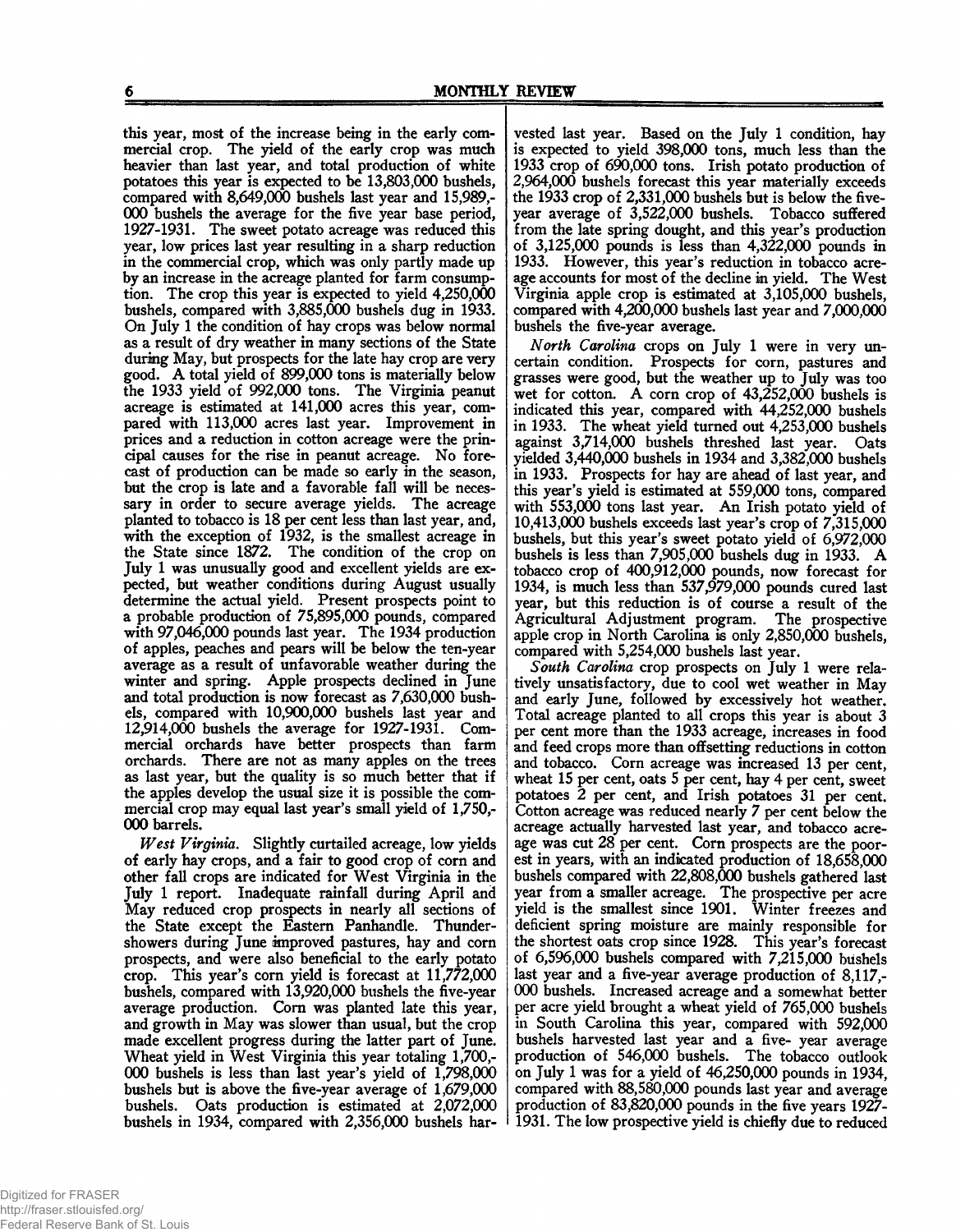this year, most of the increase being in the early commercial crop. The yield of the early crop was much heavier than last year, and total production of white potatoes this year is expected to be 13,803,000 bushels, compared with 8,649,000 bushels last year and 15,989,000 bushels the average for the five year base period, 1927-1931. The sweet potato acreage was reduced this year, low prices last year resulting in a sharp reduction in the commercial crop, which was only partly made up by an increase in the acreage planted for farm consumption. The crop this year is expected to yield 4,250,000 bushels, compared with 3,885,000 bushels dug in 1933. On July 1 the condition of hay crops was below normal as a result of dry weather in many sections of the State during May, but prospects for the late hay crop are very good. A total yield of 899,000 tons is materially below the 1933 yield of 992,000 tons. The Virginia peanut acreage is estimated at 141,000 acres this year, compared with 113,000 acres last year. Improvement in prices and a reduction in cotton acreage were the principal causes for the rise in peanut acreage. No forecast of production can be made so early in the season, but the crop is late and a favorable fall will be necessary in order to secure average yields. The acreage planted to tobacco is 18 per cent less than last year, and, with the exception of 1932, is the smallest acreage in the State since 1872. The condition of the crop on July 1 was unusually good and excellent yields are expected, but weather conditions during August usually determine the actual yield. Present prospects point to a probable production of 75,895,000 pounds, compared with 97,046,000 pounds last year. The 1934 production of apples, peaches and pears will be below the ten-year average as a result of unfavorable weather during the winter and spring. Apple prospects declined in June and total production is now forecast as 7,630,000 bushels, compared with 10,900,000 bushels last year and 12,914,000 bushels the average for 1927-1931. Commercial orchards have better prospects than farm orchards. There are not as many apples on the trees as last year, but the quality is so much better that if the apples develop the usual size it is possible the commercial crop may equal last year's small yield of 1,750,000 barrels.

*West Virginia.* Slightly curtailed acreage, low yields of early hay crops, and a fair to good crop of corn and other fall crops are indicated for West Virginia in the July 1 report. Inadequate rainfall during April and May reduced crop prospects in nearly all sections of the State except the Eastern Panhandle. Thundershowers during June improved pastures, hay and corn prospects, and were also beneficial to the early potato crop. This year's corn yield is forecast at 11,772,000 bushels, compared with 13,920,000 bushels the five-year average production. Corn was planted late this year, and growth in May was slower than usual, but the crop made excellent progress during the latter part of June. Wheat yield in West Virginia this year totaling 1,700,000 bushels is less than last year's yield of 1,798,000 bushels but is above the five-year average of 1,679,000 bushels. Oats production is estimated at 2,072,000 bushels in 1934, compared with 2,356,000 bushels harvested last year. Based on the July 1 condition, hay is expected to yield 398,000 tons, much less than the 1933 crop of 690,000 tons. Irish potato production of 2,964,000 bushels forecast this year materially exceeds the 1933 crop of 2,331,000 bushels but is below the five-year average of 3,522,000 bushels. Tobacco suffered from the late spring dought, and this year's production of 3,125,000 pounds is less than 4,322,000 pounds in 1933. However, this year's reduction in tobacco acreage accounts for most of the decline in yield. The West Virginia apple crop is estimated at 3,105,000 bushels, compared with 4,200,000 bushels last year and 7,000,000 bushels the five-year average.

*North Carolina* crops on July 1 were in very uncertain condition. Prospects for corn, pastures and grasses were good, but the weather up to July was too wet for cotton. A corn crop of 43,252,000 bushels is indicated this year, compared with 44,252,000 bushels in 1933. The wheat yield turned out 4,253,000 bushels against 3,714,000 bushels threshed last year. Oats yielded 3,440,000 bushels in 1934 and 3,382,000 bushels in 1933. Prospects for hay are ahead of last year, and this year's yield is estimated at 559,000 tons, compared with 553,000 tons last year. An Irish potato yield of 10,413,000 bushels exceeds last year's crop of 7,315,000 bushels, but this year's sweet potato yield of 6,972,000 bushels is less than 7,905,000 bushels dug in 1933. A tobacco crop of 400,912,000 pounds, now forecast for 1934, is much less than 537,979,000 pounds cured last year, but this reduction is of course a result of the Agricultural Adjustment program. The prospective apple crop in North Carolina is only 2,850,000 bushels, compared with 5,254,000 bushels last year.

*South Carolina* crop prospects on July 1 were relatively unsatisfactory, due to cool wet weather in May and early June, followed by excessively hot weather. Total acreage planted to all crops this year is about 3 per cent more than the 1933 acreage, increases in food and feed crops more than offsetting reductions in cotton and tobacco. Corn acreage was increased 13 per cent, wheat 15 per cent, oats 5 per cent, hay 4 per cent, sweet potatoes 2 per cent, and Irish potatoes 31 per cent. Cotton acreage was reduced nearly 7 per cent below the acreage actually harvested last year, and tobacco acreage was cut 28 per cent. Corn prospects are the poorest in years, with an indicated production of 18,658,000 bushels compared with 22,808,000 bushels gathered last year from a smaller acreage. The prospective per acre yield is the smallest since 1901. Winter freezes and deficient spring moisture are mainly responsible for the shortest oats crop since 1928. This year's forecast of 6,596,000 bushels compared with 7,215,000 bushels last year and a five-year average production of 8,117,000 bushels. Increased acreage and a somewhat better per acre yield brought a wheat yield of 765,000 bushels in South Carolina this year, compared with 592,000 bushels harvested last year and a five- year average production of 546,000 bushels. The tobacco outlook on July 1 was for a yield of 46,250,000 pounds in 1934, compared with 88,580,000 pounds last year and average production of 83,820,000 pounds in the five years 1927-1931. The low prospective yield is chiefly due to reduced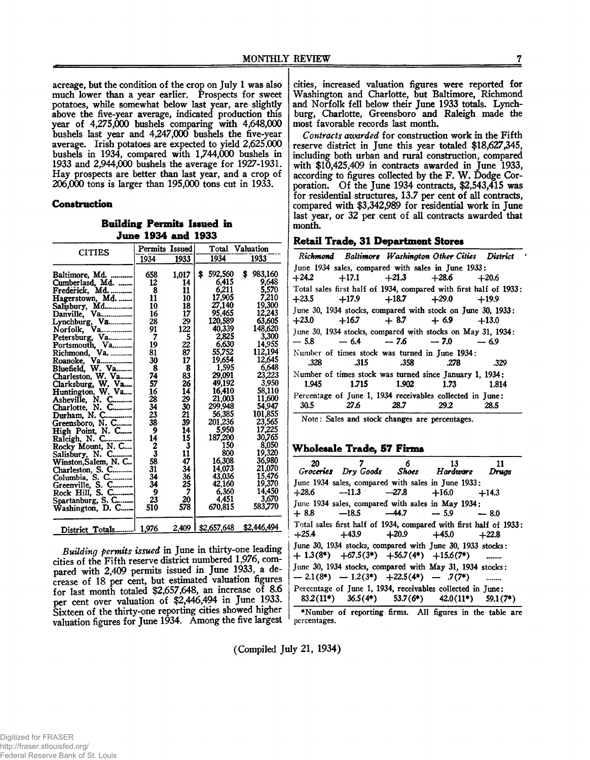acreage, but the condition of the crop on July 1 was also much lower than a year earlier. Prospects for sweet potatoes, while somewhat below last year, are slightly above the five-year average, indicated production this year of 4,275,000 bushels comparing with 4,648,000 bushels last year and 4,247,000 bushels the five-year average. Irish potatoes are expected to yield 2,625,000 bushels in 1934, compared with 1,744,000 bushels in 1933 and 2,944,000 bushels the average for 1927-1931. Hay prospects are better than last year, and a crop of 206,000 tons is larger than 195,000 tons cut in 1933.

## Construction

**Building Permits Issued in June 1934 and 1933**

| CITIES | Permits Issued | | Total Valuation | |
|---|---|---|---|---|
| | 1934 | 1933 | 1934 | 1933 |
| Baltimore, Md. | 658 | 1,017 | $ 592,560 | $ 983,160 |
| Cumberland, Md. | 12 | 14 | 6,415 | 9,648 |
| Frederick, Md. | 8 | 11 | 6,211 | 5,570 |
| Hagerstown, Md. | 11 | 10 | 17,905 | 7,210 |
| Salisbury, Md. | 10 | 18 | 27,140 | 19,300 |
| Danville, Va. | 16 | 17 | 95,465 | 12,243 |
| Lynchburg, Va. | 28 | 29 | 120,589 | 63,605 |
| Norfolk, Va. | 91 | 122 | 40,339 | 148,620 |
| Petersburg, Va. | 7 | 5 | 2,825 | 3,300 |
| Portsmouth, Va. | 19 | 22 | 6,630 | 14,955 |
| Richmond, Va. | 81 | 87 | 55,752 | 112,194 |
| Roanoke, Va. | 30 | 17 | 19,654 | 12,645 |
| Bluefield, W. Va. | 8 | 8 | 1,595 | 6,648 |
| Charleston, W. Va. | 74 | 83 | 29,091 | 23,223 |
| Clarksburg, W. Va. | 57 | 26 | 49,192 | 3,950 |
| Huntington, W. Va. | 16 | 14 | 16,410 | 58,110 |
| Asheville, N. C. | 28 | 29 | 21,003 | 11,600 |
| Charlotte, N. C. | 34 | 30 | 299,948 | 54,947 |
| Durham, N. C. | 23 | 21 | 56,385 | 101,855 |
| Greensboro, N. C. | 38 | 39 | 201,236 | 23,565 |
| High Point, N. C. | 9 | 14 | 5,950 | 17,225 |
| Raleigh, N. C. | 14 | 15 | 187,200 | 30,765 |
| Rocky Mount, N. C. | 2 | 3 | 150 | 8,050 |
| Salisbury, N. C. | 3 | 11 | 800 | 19,320 |
| Winston-Salem, N. C. | 58 | 47 | 16,308 | 36,980 |
| Charleston, S. C. | 31 | 34 | 14,073 | 21,070 |
| Columbia, S. C. | 34 | 36 | 43,036 | 15,476 |
| Greenville, S. C. | 34 | 25 | 42,160 | 19,370 |
| Rock Hill, S. C. | 9 | 7 | 6,360 | 14,450 |
| Spartanburg, S. C. | 23 | 20 | 4,451 | 3,670 |
| Washington, D. C. | 510 | 578 | 670,815 | 583,770 |
| District Totals | 1,976 | 2,409 | $2,657,648 | $2,446,494 |

*Building permits issued* in June in thirty-one leading cities of the Fifth reserve district numbered 1,976, compared with 2,409 permits issued in June 1933, a decrease of 18 per cent, but estimated valuation figures for last month totaled $2,657,648, an increase of 8.6 per cent over valuation of $2,446,494 in June 1933. Sixteen of the thirty-one reporting cities showed higher valuation figures for June 1934. Among the five largest cities, increased valuation figures were reported for Washington and Charlotte, but Baltimore, Richmond and Norfolk fell below their June 1933 totals. Lynchburg, Charlotte, Greensboro and Raleigh made the most favorable records last month.

*Contracts awarded* for construction work in the Fifth reserve district in June this year totaled $18,627,345, including both urban and rural construction, compared with $10,425,409 in contracts awarded in June 1933, according to figures collected by the F. W. Dodge Corporation. Of the June 1934 contracts, $2,543,415 was for residential structures, 13.7 per cent of all contracts, compared with $3,342,989 for residential work in June last year, or 32 per cent of all contracts awarded that month.

## Retail Trade, 31 Department Stores

| Richmond | Baltimore | Washington | Other Cities | District |
|---|---|---|---|---|
| June 1934 sales, compared with sales in June 1933: | | | | |
| +24.2 | +17.1 | +21.3 | +28.6 | +20.6 |
| Total sales first half of 1934, compared with first half of 1933: | | | | |
| +23.5 | +17.9 | +18.7 | +29.0 | +19.9 |
| June 30, 1934 stocks, compared with stock on June 30, 1933: | | | | |
| +23.0 | +16.7 | + 8.7 | + 6.9 | +13.0 |
| June 30, 1934 stocks, compared with stocks on May 31, 1934: | | | | |
| — 5.8 | — 6.4 | — 7.6 | — 7.0 | — 6.9 |
| Number of times stock was turned in June 1934: | | | | |
| .328 | .315 | .358 | .278 | .329 |
| Number of times stock was turned since January 1, 1934: | | | | |
| 1.945 | 1.715 | 1.902 | 1.73 | 1.814 |
| Percentage of June 1, 1934 receivables collected in June: | | | | |
| 30.5 | 27.6 | 28.7 | 29.2 | 28.5 |

Note: Sales and stock changes are percentages.

## Wholesale Trade, 57 Firms

| 20 Groceries | 7 Dry Goods | 6 Shoes | 13 Hardware | 11 Drugs |
|---|---|---|---|---|
| June 1934 sales, compared with sales in June 1933: | | | | |
| +28.6 | —11.3 | —27.8 | +16.0 | +14.3 |
| June 1934 sales, compared with sales in May 1934: | | | | |
| + 8.8 | —18.5 | —44.7 | — 5.9 | — 8.0 |
| Total sales first half of 1934, compared with first half of 1933: | | | | |
| +25.4 | +43.9 | +20.9 | +45.0 | +22.8 |
| June 30, 1934 stocks, compared with June 30, 1933 stocks: | | | | |
| + 1.3(8*) | +67.5(3*) | +56.7(4*) | +15.6(7*) | ....... |
| June 30, 1934 stocks, compared with May 31, 1934 stocks: | | | | |
| — 2.1(8*) | — 1.2(3*) | +22.5(4*) | — .7(7*) | ....... |
| Percentage of June 1, 1934, receivables collected in June: | | | | |
| 83.2(11*) | 36.5(4*) | 53.7(6*) | 42.0(11*) | 59.1(7*) |

*Number of reporting firms. All figures in the table are percentages.

(Compiled July 21, 1934)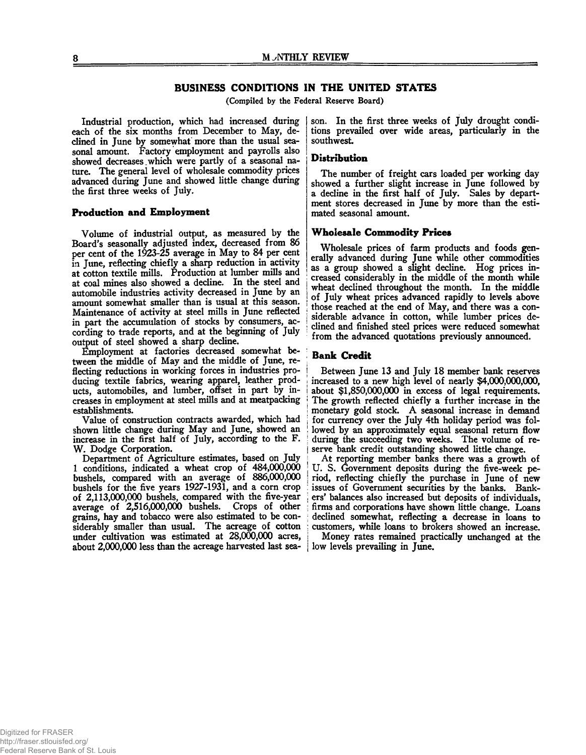## BUSINESS CONDITIONS IN THE UNITED STATES

(Compiled by the Federal Reserve Board)

Industrial production, which had increased during each of the six months from December to May, declined in June by somewhat more than the usual seasonal amount. Factory employment and payrolls also showed decreases which were partly of a seasonal nature. The general level of wholesale commodity prices advanced during June and showed little change during the first three weeks of July.

### Production and Employment

Volume of industrial output, as measured by the Board's seasonally adjusted index, decreased from 86 per cent of the 1923-25 average in May to 84 per cent in June, reflecting chiefly a sharp reduction in activity at cotton textile mills. Production at lumber mills and at coal mines also showed a decline. In the steel and automobile industries activity decreased in June by an amount somewhat smaller than is usual at this season. Maintenance of activity at steel mills in June reflected in part the accumulation of stocks by consumers, according to trade reports, and at the beginning of July output of steel showed a sharp decline.

Employment at factories decreased somewhat between the middle of May and the middle of June, reflecting reductions in working forces in industries producing textile fabrics, wearing apparel, leather products, automobiles, and lumber, offset in part by increases in employment at steel mills and at meatpacking establishments.

Value of construction contracts awarded, which had shown little change during May and June, showed an increase in the first half of July, according to the F. W. Dodge Corporation.

Department of Agriculture estimates, based on July 1 conditions, indicated a wheat crop of 484,000,000 bushels, compared with an average of 886,000,000 bushels for the five years 1927-1931, and a corn crop of 2,113,000,000 bushels, compared with the five-year average of 2,516,000,000 bushels. Crops of other grains, hay and tobacco were also estimated to be considerably smaller than usual. The acreage of cotton under cultivation was estimated at 28,000,000 acres, about 2,000,000 less than the acreage harvested last season. In the first three weeks of July drought conditions prevailed over wide areas, particularly in the southwest.

### Distribution

The number of freight cars loaded per working day showed a further slight increase in June followed by a decline in the first half of July. Sales by department stores decreased in June by more than the estimated seasonal amount.

### Wholesale Commodity Prices

Wholesale prices of farm products and foods generally advanced during June while other commodities as a group showed a slight decline. Hog prices increased considerably in the middle of the month while wheat declined throughout the month. In the middle of July wheat prices advanced rapidly to levels above those reached at the end of May, and there was a considerable advance in cotton, while lumber prices declined and finished steel prices were reduced somewhat from the advanced quotations previously announced.

### Bank Credit

Between June 13 and July 18 member bank reserves increased to a new high level of nearly $4,000,000,000, about $1,850,000,000 in excess of legal requirements. The growth reflected chiefly a further increase in the monetary gold stock. A seasonal increase in demand for currency over the July 4th holiday period was followed by an approximately equal seasonal return flow during the succeeding two weeks. The volume of reserve bank credit outstanding showed little change.

At reporting member banks there was a growth of U. S. Government deposits during the five-week period, reflecting chiefly the purchase in June of new issues of Government securities by the banks. Bankers' balances also increased but deposits of individuals, firms and corporations have shown little change. Loans declined somewhat, reflecting a decrease in loans to customers, while loans to brokers showed an increase.

Money rates remained practically unchanged at the low levels prevailing in June.